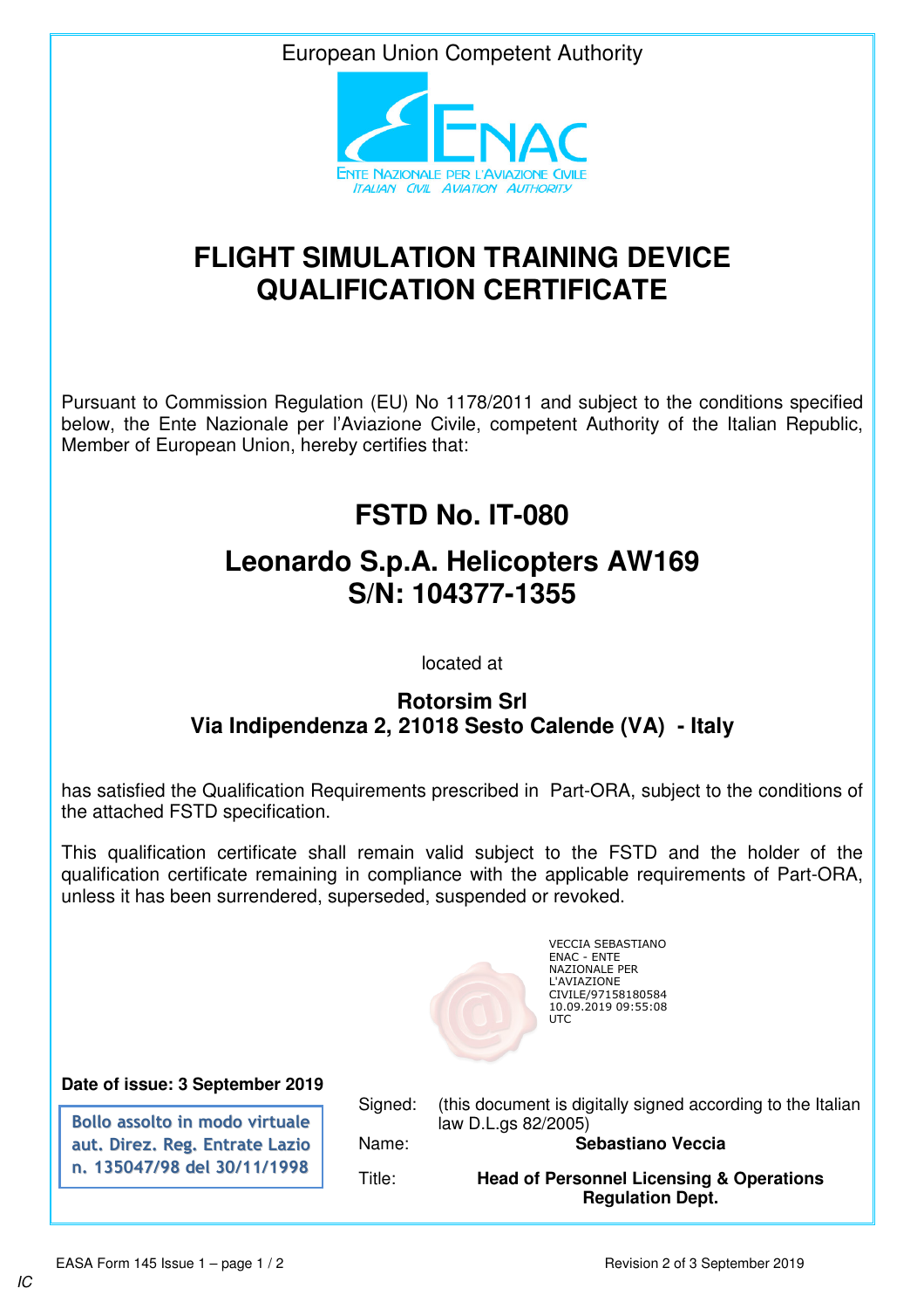European Union Competent Authority

ENAC
ENTE NAZIONALE PER L'AVIAZIONE CIVILE
ITALIAN CIVIL AVIATION AUTHORITY

# FLIGHT SIMULATION TRAINING DEVICE QUALIFICATION CERTIFICATE

Pursuant to Commission Regulation (EU) No 1178/2011 and subject to the conditions specified below, the Ente Nazionale per l'Aviazione Civile, competent Authority of the Italian Republic, Member of European Union, hereby certifies that:

## FSTD No. IT-080

## Leonardo S.p.A. Helicopters AW169
## S/N: 104377-1355

located at

**Rotorsim Srl**
**Via Indipendenza 2, 21018 Sesto Calende (VA) - Italy**

has satisfied the Qualification Requirements prescribed in Part-ORA, subject to the conditions of the attached FSTD specification.

This qualification certificate shall remain valid subject to the FSTD and the holder of the qualification certificate remaining in compliance with the applicable requirements of Part-ORA, unless it has been surrendered, superseded, suspended or revoked.

VECCIA SEBASTIANO
ENAC - ENTE NAZIONALE PER L'AVIAZIONE CIVILE/97158180584
10.09.2019 09:55:08 UTC

**Date of issue: 3 September 2019**

Bollo assolto in modo virtuale aut. Direz. Reg. Entrate Lazio n. 135047/98 del 30/11/1998

Signed: (this document is digitally signed according to the Italian law D.L.gs 82/2005)

Name: **Sebastiano Veccia**

Title: **Head of Personnel Licensing & Operations Regulation Dept.**

EASA Form 145 Issue 1 – page 1 / 2 Revision 2 of 3 September 2019

IC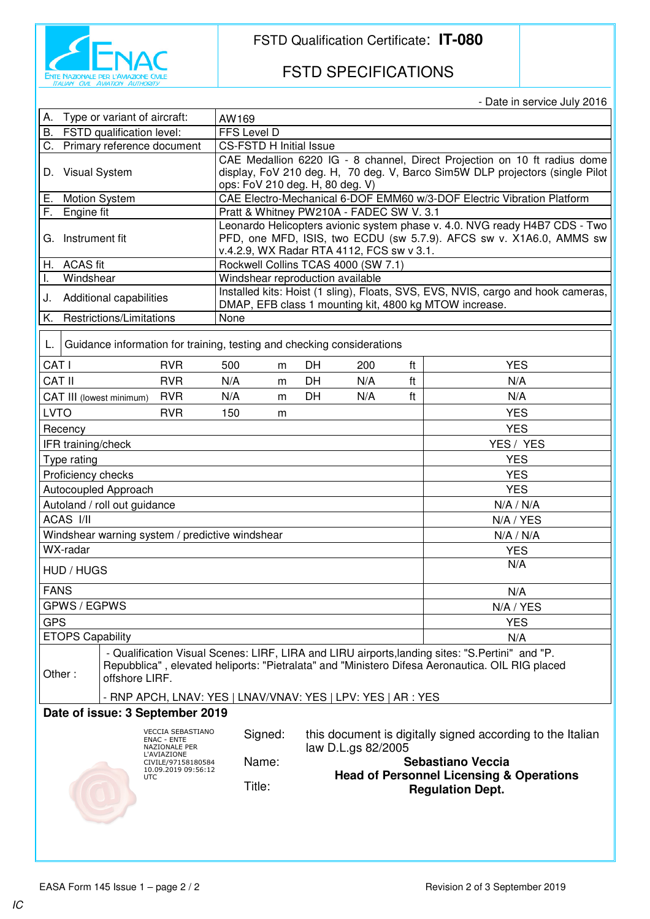ENTE NAZIONALE PER L'AVIAZIONE CIVILE
ITALIAN CIVIL AVIATION AUTHORITY

FSTD Qualification Certificate: **IT-080**

# FSTD SPECIFICATIONS

- Date in service July 2016

| | |
|---|---|
| A. Type or variant of aircraft: | AW169 |
| B. FSTD qualification level: | FFS Level D |
| C. Primary reference document | CS-FSTD H Initial Issue |
| D. Visual System | CAE Medallion 6220 IG - 8 channel, Direct Projection on 10 ft radius dome display, FoV 210 deg. H, 70 deg. V, Barco Sim5W DLP projectors (single Pilot ops: FoV 210 deg. H, 80 deg. V) |
| E. Motion System | CAE Electro-Mechanical 6-DOF EMM60 w/3-DOF Electric Vibration Platform |
| F. Engine fit | Pratt & Whitney PW210A - FADEC SW V. 3.1 |
| G. Instrument fit | Leonardo Helicopters avionic system phase v. 4.0. NVG ready H4B7 CDS - Two PFD, one MFD, ISIS, two ECDU (sw 5.7.9). AFCS sw v. X1A6.0, AMMS sw v.4.2.9, WX Radar RTA 4112, FCS sw v 3.1. |
| H. ACAS fit | Rockwell Collins TCAS 4000 (SW 7.1) |
| I. Windshear | Windshear reproduction available |
| J. Additional capabilities | Installed kits: Hoist (1 sling), Floats, SVS, EVS, NVIS, cargo and hook cameras, DMAP, EFB class 1 mounting kit, 4800 kg MTOW increase. |
| K. Restrictions/Limitations | None |

L. Guidance information for training, testing and checking considerations

| | | | | | | | |
|---|---|---|---|---|---|---|---|
| CAT I | RVR | 500 | m | DH | 200 | ft | YES |
| CAT II | RVR | N/A | m | DH | N/A | ft | N/A |
| CAT III (lowest minimum) | RVR | N/A | m | DH | N/A | ft | N/A |
| LVTO | RVR | 150 | m | | | | YES |
| Recency | | | | | | | YES |
| IFR training/check | | | | | | | YES / YES |
| Type rating | | | | | | | YES |
| Proficiency checks | | | | | | | YES |
| Autocoupled Approach | | | | | | | YES |
| Autoland / roll out guidance | | | | | | | N/A / N/A |
| ACAS I/II | | | | | | | N/A / YES |
| Windshear warning system / predictive windshear | | | | | | | N/A / N/A |
| WX-radar | | | | | | | YES |
| HUD / HUGS | | | | | | | N/A |
| FANS | | | | | | | N/A |
| GPWS / EGPWS | | | | | | | N/A / YES |
| GPS | | | | | | | YES |
| ETOPS Capability | | | | | | | N/A |

Other :
- Qualification Visual Scenes: LIRF, LIRA and LIRU airports,landing sites: "S.Pertini" and "P. Repubblica" , elevated heliports: "Pietralata" and "Ministero Difesa Aeronautica. OIL RIG placed offshore LIRF.
- RNP APCH, LNAV: YES | LNAV/VNAV: YES | LPV: YES | AR : YES

**Date of issue: 3 September 2019**

VECCIA SEBASTIANO
ENAC - ENTE NAZIONALE PER L'AVIAZIONE CIVILE/97158180584
10.09.2019 09:56:12 UTC

Signed: this document is digitally signed according to the Italian law D.L.gs 82/2005

Name: **Sebastiano Veccia**

Title: **Head of Personnel Licensing & Operations Regulation Dept.**

EASA Form 145 Issue 1 – page 2 / 2

Revision 2 of 3 September 2019

IC